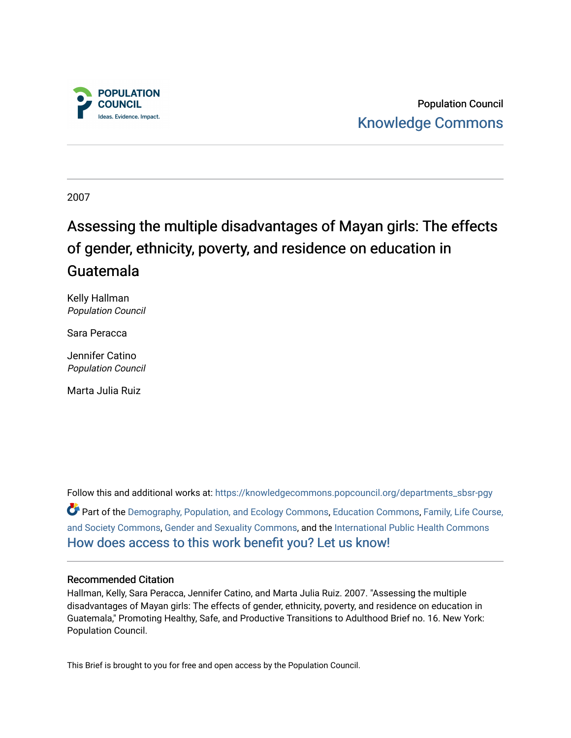POPULATION COUNCIL

Ideas. Evidence. Impact.

Population Council

Knowledge Commons

2007

# Assessing the multiple disadvantages of Mayan girls: The effects of gender, ethnicity, poverty, and residence on education in Guatemala

Kelly Hallman
*Population Council*

Sara Peracca

Jennifer Catino
*Population Council*

Marta Julia Ruiz

Follow this and additional works at: https://knowledgecommons.popcouncil.org/departments_sbsr-pgy

Part of the Demography, Population, and Ecology Commons, Education Commons, Family, Life Course, and Society Commons, Gender and Sexuality Commons, and the International Public Health Commons

How does access to this work benefit you? Let us know!

## Recommended Citation

Hallman, Kelly, Sara Peracca, Jennifer Catino, and Marta Julia Ruiz. 2007. "Assessing the multiple disadvantages of Mayan girls: The effects of gender, ethnicity, poverty, and residence on education in Guatemala," Promoting Healthy, Safe, and Productive Transitions to Adulthood Brief no. 16. New York: Population Council.

This Brief is brought to you for free and open access by the Population Council.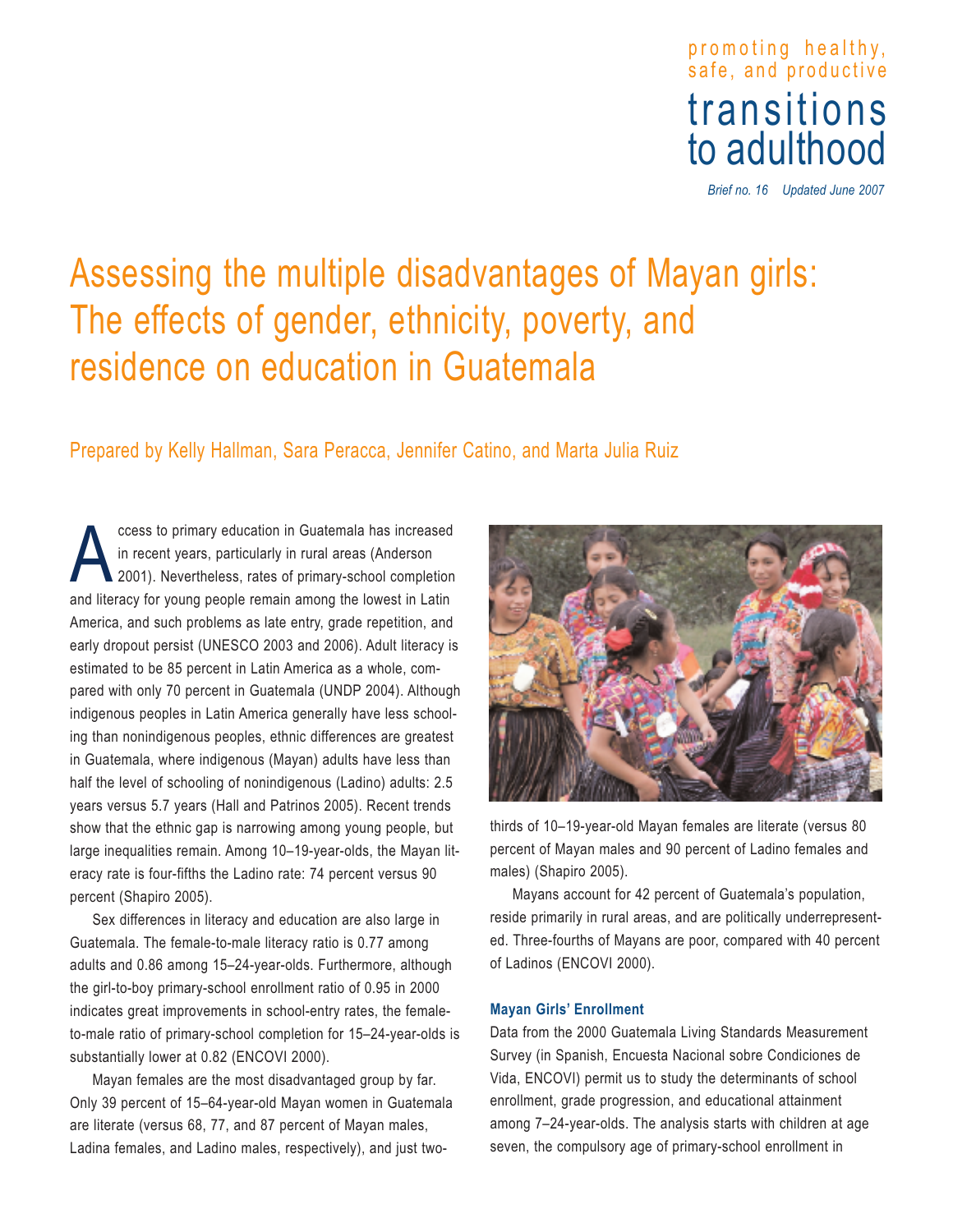promoting healthy, safe, and productive

# transitions to adulthood

*Brief no. 16 Updated June 2007*

# Assessing the multiple disadvantages of Mayan girls: The effects of gender, ethnicity, poverty, and residence on education in Guatemala

Prepared by Kelly Hallman, Sara Peracca, Jennifer Catino, and Marta Julia Ruiz

Access to primary education in Guatemala has increased in recent years, particularly in rural areas (Anderson 2001). Nevertheless, rates of primary-school completion and literacy for young people remain among the lowest in Latin America, and such problems as late entry, grade repetition, and early dropout persist (UNESCO 2003 and 2006). Adult literacy is estimated to be 85 percent in Latin America as a whole, compared with only 70 percent in Guatemala (UNDP 2004). Although indigenous peoples in Latin America generally have less schooling than nonindigenous peoples, ethnic differences are greatest in Guatemala, where indigenous (Mayan) adults have less than half the level of schooling of nonindigenous (Ladino) adults: 2.5 years versus 5.7 years (Hall and Patrinos 2005). Recent trends show that the ethnic gap is narrowing among young people, but large inequalities remain. Among 10–19-year-olds, the Mayan literacy rate is four-fifths the Ladino rate: 74 percent versus 90 percent (Shapiro 2005).

Sex differences in literacy and education are also large in Guatemala. The female-to-male literacy ratio is 0.77 among adults and 0.86 among 15–24-year-olds. Furthermore, although the girl-to-boy primary-school enrollment ratio of 0.95 in 2000 indicates great improvements in school-entry rates, the female-to-male ratio of primary-school completion for 15–24-year-olds is substantially lower at 0.82 (ENCOVI 2000).

Mayan females are the most disadvantaged group by far. Only 39 percent of 15–64-year-old Mayan women in Guatemala are literate (versus 68, 77, and 87 percent of Mayan males, Ladina females, and Ladino males, respectively), and just two-thirds of 10–19-year-old Mayan females are literate (versus 80 percent of Mayan males and 90 percent of Ladino females and males) (Shapiro 2005).

Mayans account for 42 percent of Guatemala's population, reside primarily in rural areas, and are politically underrepresented. Three-fourths of Mayans are poor, compared with 40 percent of Ladinos (ENCOVI 2000).

### Mayan Girls' Enrollment

Data from the 2000 Guatemala Living Standards Measurement Survey (in Spanish, Encuesta Nacional sobre Condiciones de Vida, ENCOVI) permit us to study the determinants of school enrollment, grade progression, and educational attainment among 7–24-year-olds. The analysis starts with children at age seven, the compulsory age of primary-school enrollment in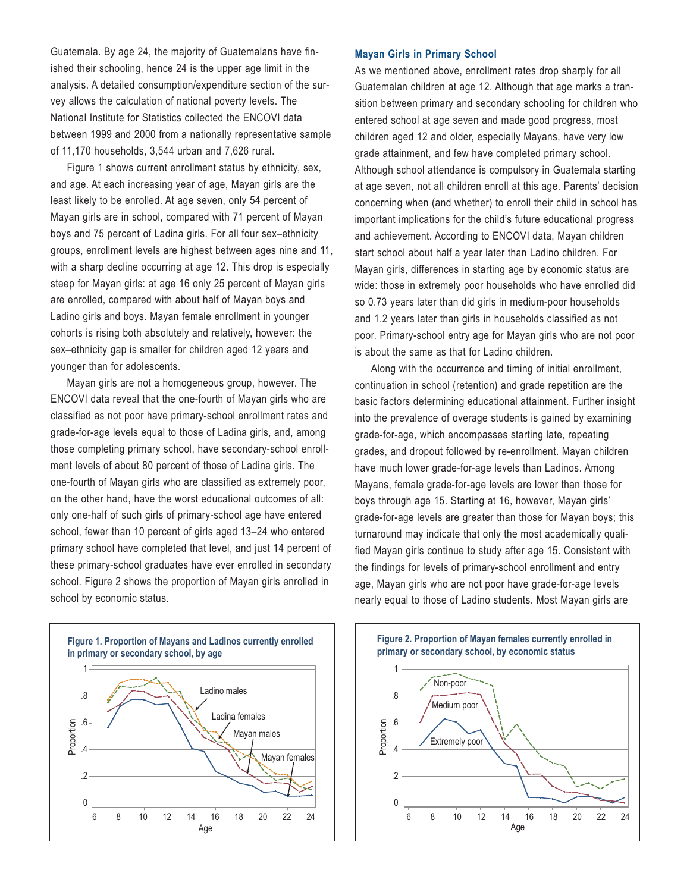Guatemala. By age 24, the majority of Guatemalans have finished their schooling, hence 24 is the upper age limit in the analysis. A detailed consumption/expenditure section of the survey allows the calculation of national poverty levels. The National Institute for Statistics collected the ENCOVI data between 1999 and 2000 from a nationally representative sample of 11,170 households, 3,544 urban and 7,626 rural.

Figure 1 shows current enrollment status by ethnicity, sex, and age. At each increasing year of age, Mayan girls are the least likely to be enrolled. At age seven, only 54 percent of Mayan girls are in school, compared with 71 percent of Mayan boys and 75 percent of Ladina girls. For all four sex–ethnicity groups, enrollment levels are highest between ages nine and 11, with a sharp decline occurring at age 12. This drop is especially steep for Mayan girls: at age 16 only 25 percent of Mayan girls are enrolled, compared with about half of Mayan boys and Ladino girls and boys. Mayan female enrollment in younger cohorts is rising both absolutely and relatively, however: the sex–ethnicity gap is smaller for children aged 12 years and younger than for adolescents.

Mayan girls are not a homogeneous group, however. The ENCOVI data reveal that the one-fourth of Mayan girls who are classified as not poor have primary-school enrollment rates and grade-for-age levels equal to those of Ladina girls, and, among those completing primary school, have secondary-school enrollment levels of about 80 percent of those of Ladina girls. The one-fourth of Mayan girls who are classified as extremely poor, on the other hand, have the worst educational outcomes of all: only one-half of such girls of primary-school age have entered school, fewer than 10 percent of girls aged 13–24 who entered primary school have completed that level, and just 14 percent of these primary-school graduates have ever enrolled in secondary school. Figure 2 shows the proportion of Mayan girls enrolled in school by economic status.

## Mayan Girls in Primary School

As we mentioned above, enrollment rates drop sharply for all Guatemalan children at age 12. Although that age marks a transition between primary and secondary schooling for children who entered school at age seven and made good progress, most children aged 12 and older, especially Mayans, have very low grade attainment, and few have completed primary school. Although school attendance is compulsory in Guatemala starting at age seven, not all children enroll at this age. Parents' decision concerning when (and whether) to enroll their child in school has important implications for the child's future educational progress and achievement. According to ENCOVI data, Mayan children start school about half a year later than Ladino children. For Mayan girls, differences in starting age by economic status are wide: those in extremely poor households who have enrolled did so 0.73 years later than did girls in medium-poor households and 1.2 years later than girls in households classified as not poor. Primary-school entry age for Mayan girls who are not poor is about the same as that for Ladino children.

Along with the occurrence and timing of initial enrollment, continuation in school (retention) and grade repetition are the basic factors determining educational attainment. Further insight into the prevalence of overage students is gained by examining grade-for-age, which encompasses starting late, repeating grades, and dropout followed by re-enrollment. Mayan children have much lower grade-for-age levels than Ladinos. Among Mayans, female grade-for-age levels are lower than those for boys through age 15. Starting at 16, however, Mayan girls' grade-for-age levels are greater than those for Mayan boys; this turnaround may indicate that only the most academically qualified Mayan girls continue to study after age 15. Consistent with the findings for levels of primary-school enrollment and entry age, Mayan girls who are not poor have grade-for-age levels nearly equal to those of Ladino students. Most Mayan girls are

**Figure 1. Proportion of Mayans and Ladinos currently enrolled in primary or secondary school, by age**

Proportion
0
.2
.4
.6
.8
1
Age
6 8 10 12 14 16 18 20 22 24
Ladino males
Ladina females
Mayan males
Mayan females

**Figure 2. Proportion of Mayan females currently enrolled in primary or secondary school, by economic status**

Proportion
0
.2
.4
.6
.8
1
Age
6 8 10 12 14 16 18 20 22 24
Non-poor
Medium poor
Extremely poor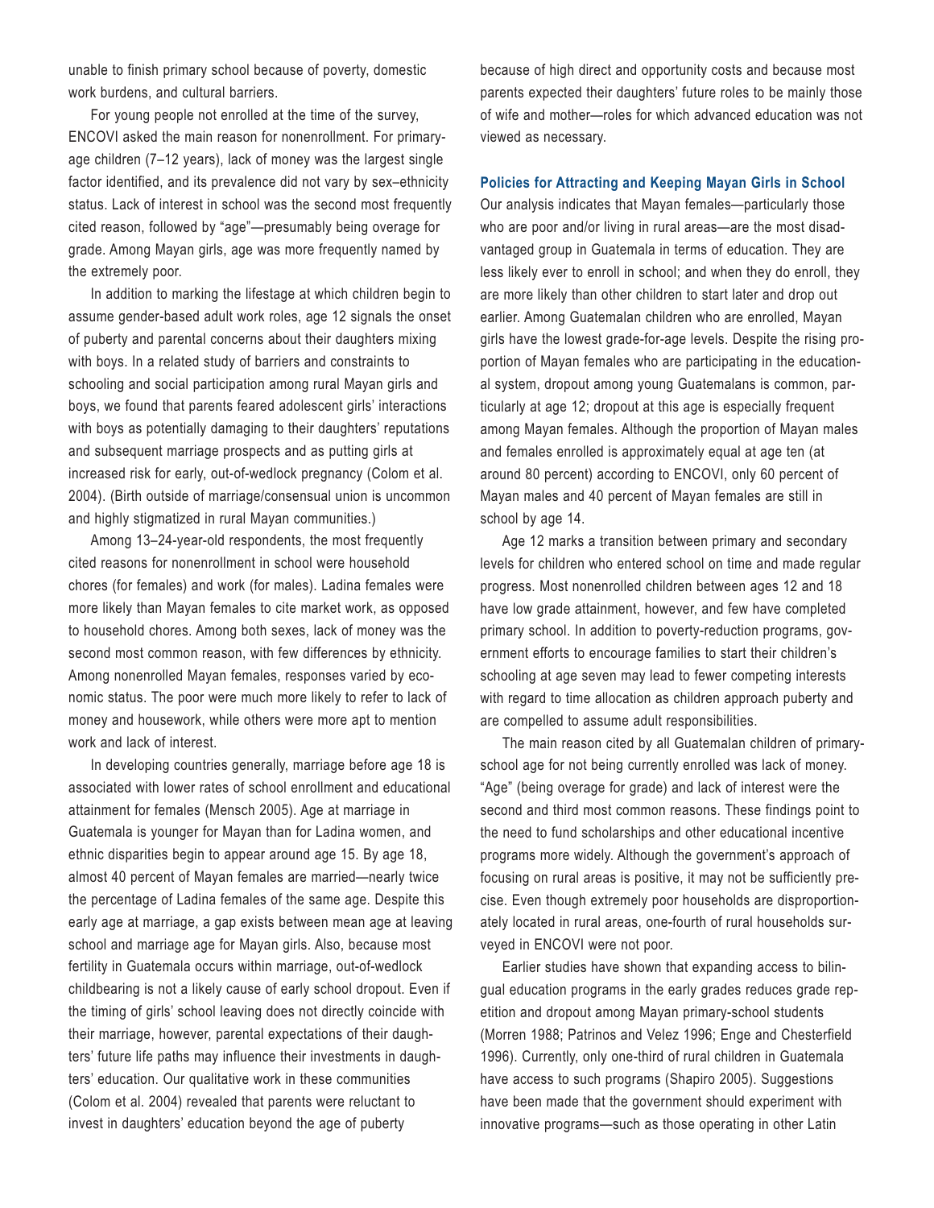unable to finish primary school because of poverty, domestic work burdens, and cultural barriers.

For young people not enrolled at the time of the survey, ENCOVI asked the main reason for nonenrollment. For primary-age children (7–12 years), lack of money was the largest single factor identified, and its prevalence did not vary by sex–ethnicity status. Lack of interest in school was the second most frequently cited reason, followed by "age"—presumably being overage for grade. Among Mayan girls, age was more frequently named by the extremely poor.

In addition to marking the lifestage at which children begin to assume gender-based adult work roles, age 12 signals the onset of puberty and parental concerns about their daughters mixing with boys. In a related study of barriers and constraints to schooling and social participation among rural Mayan girls and boys, we found that parents feared adolescent girls' interactions with boys as potentially damaging to their daughters' reputations and subsequent marriage prospects and as putting girls at increased risk for early, out-of-wedlock pregnancy (Colom et al. 2004). (Birth outside of marriage/consensual union is uncommon and highly stigmatized in rural Mayan communities.)

Among 13–24-year-old respondents, the most frequently cited reasons for nonenrollment in school were household chores (for females) and work (for males). Ladina females were more likely than Mayan females to cite market work, as opposed to household chores. Among both sexes, lack of money was the second most common reason, with few differences by ethnicity. Among nonenrolled Mayan females, responses varied by economic status. The poor were much more likely to refer to lack of money and housework, while others were more apt to mention work and lack of interest.

In developing countries generally, marriage before age 18 is associated with lower rates of school enrollment and educational attainment for females (Mensch 2005). Age at marriage in Guatemala is younger for Mayan than for Ladina women, and ethnic disparities begin to appear around age 15. By age 18, almost 40 percent of Mayan females are married—nearly twice the percentage of Ladina females of the same age. Despite this early age at marriage, a gap exists between mean age at leaving school and marriage age for Mayan girls. Also, because most fertility in Guatemala occurs within marriage, out-of-wedlock childbearing is not a likely cause of early school dropout. Even if the timing of girls' school leaving does not directly coincide with their marriage, however, parental expectations of their daughters' future life paths may influence their investments in daughters' education. Our qualitative work in these communities (Colom et al. 2004) revealed that parents were reluctant to invest in daughters' education beyond the age of puberty because of high direct and opportunity costs and because most parents expected their daughters' future roles to be mainly those of wife and mother—roles for which advanced education was not viewed as necessary.

### Policies for Attracting and Keeping Mayan Girls in School

Our analysis indicates that Mayan females—particularly those who are poor and/or living in rural areas—are the most disadvantaged group in Guatemala in terms of education. They are less likely ever to enroll in school; and when they do enroll, they are more likely than other children to start later and drop out earlier. Among Guatemalan children who are enrolled, Mayan girls have the lowest grade-for-age levels. Despite the rising proportion of Mayan females who are participating in the educational system, dropout among young Guatemalans is common, particularly at age 12; dropout at this age is especially frequent among Mayan females. Although the proportion of Mayan males and females enrolled is approximately equal at age ten (at around 80 percent) according to ENCOVI, only 60 percent of Mayan males and 40 percent of Mayan females are still in school by age 14.

Age 12 marks a transition between primary and secondary levels for children who entered school on time and made regular progress. Most nonenrolled children between ages 12 and 18 have low grade attainment, however, and few have completed primary school. In addition to poverty-reduction programs, government efforts to encourage families to start their children's schooling at age seven may lead to fewer competing interests with regard to time allocation as children approach puberty and are compelled to assume adult responsibilities.

The main reason cited by all Guatemalan children of primary-school age for not being currently enrolled was lack of money. "Age" (being overage for grade) and lack of interest were the second and third most common reasons. These findings point to the need to fund scholarships and other educational incentive programs more widely. Although the government's approach of focusing on rural areas is positive, it may not be sufficiently precise. Even though extremely poor households are disproportionately located in rural areas, one-fourth of rural households surveyed in ENCOVI were not poor.

Earlier studies have shown that expanding access to bilingual education programs in the early grades reduces grade repetition and dropout among Mayan primary-school students (Morren 1988; Patrinos and Velez 1996; Enge and Chesterfield 1996). Currently, only one-third of rural children in Guatemala have access to such programs (Shapiro 2005). Suggestions have been made that the government should experiment with innovative programs—such as those operating in other Latin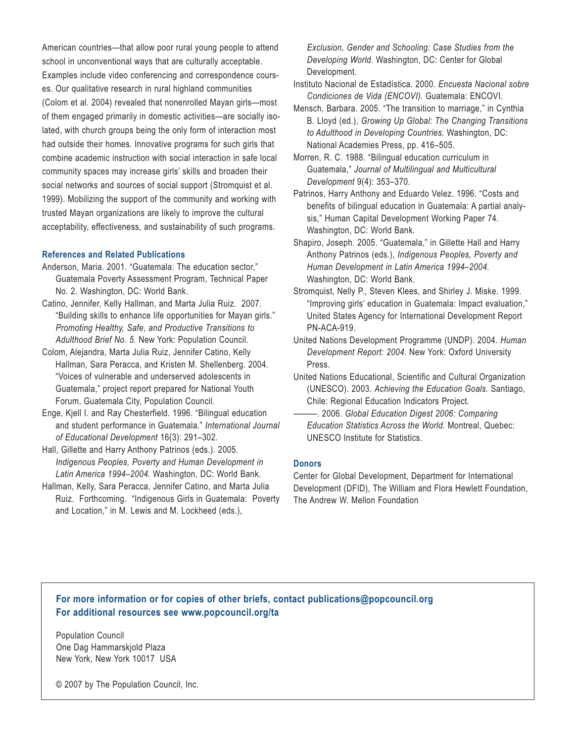American countries—that allow poor rural young people to attend school in unconventional ways that are culturally acceptable. Examples include video conferencing and correspondence courses. Our qualitative research in rural highland communities (Colom et al. 2004) revealed that nonenrolled Mayan girls—most of them engaged primarily in domestic activities—are socially isolated, with church groups being the only form of interaction most had outside their homes. Innovative programs for such girls that combine academic instruction with social interaction in safe local community spaces may increase girls' skills and broaden their social networks and sources of social support (Stromquist et al. 1999). Mobilizing the support of the community and working with trusted Mayan organizations are likely to improve the cultural acceptability, effectiveness, and sustainability of such programs.

### References and Related Publications

Anderson, Maria. 2001. "Guatemala: The education sector," Guatemala Poverty Assessment Program, Technical Paper No. 2. Washington, DC: World Bank.

Catino, Jennifer, Kelly Hallman, and Marta Julia Ruiz. 2007. "Building skills to enhance life opportunities for Mayan girls." *Promoting Healthy, Safe, and Productive Transitions to Adulthood Brief No. 5.* New York: Population Council.

Colom, Alejandra, Marta Julia Ruiz, Jennifer Catino, Kelly Hallman, Sara Peracca, and Kristen M. Shellenberg. 2004. "Voices of vulnerable and underserved adolescents in Guatemala," project report prepared for National Youth Forum, Guatemala City, Population Council.

Enge, Kjell I. and Ray Chesterfield. 1996. "Bilingual education and student performance in Guatemala." *International Journal of Educational Development* 16(3): 291–302.

Hall, Gillette and Harry Anthony Patrinos (eds.). 2005. *Indigenous Peoples, Poverty and Human Development in Latin America 1994–2004.* Washington, DC: World Bank.

Hallman, Kelly, Sara Peracca, Jennifer Catino, and Marta Julia Ruiz. Forthcoming. "Indigenous Girls in Guatemala: Poverty and Location," in M. Lewis and M. Lockheed (eds.), *Exclusion, Gender and Schooling: Case Studies from the Developing World.* Washington, DC: Center for Global Development.

Instituto Nacional de Estadística. 2000. *Encuesta Nacional sobre Condiciones de Vida (ENCOVI).* Guatemala: ENCOVI.

Mensch, Barbara. 2005. "The transition to marriage," in Cynthia B. Lloyd (ed.), *Growing Up Global: The Changing Transitions to Adulthood in Developing Countries.* Washington, DC: National Academies Press, pp. 416–505.

Morren, R. C. 1988. "Bilingual education curriculum in Guatemala," *Journal of Multilingual and Multicultural Development* 9(4): 353–370.

Patrinos, Harry Anthony and Eduardo Velez. 1996. "Costs and benefits of bilingual education in Guatemala: A partial analysis," Human Capital Development Working Paper 74. Washington, DC: World Bank.

Shapiro, Joseph. 2005. "Guatemala," in Gillette Hall and Harry Anthony Patrinos (eds.), *Indigenous Peoples, Poverty and Human Development in Latin America 1994–2004.* Washington, DC: World Bank.

Stromquist, Nelly P., Steven Klees, and Shirley J. Miske. 1999. "Improving girls' education in Guatemala: Impact evaluation," United States Agency for International Development Report PN-ACA-919.

United Nations Development Programme (UNDP). 2004. *Human Development Report: 2004.* New York: Oxford University Press.

United Nations Educational, Scientific and Cultural Organization (UNESCO). 2003. *Achieving the Education Goals.* Santiago, Chile: Regional Education Indicators Project.

———. 2006. *Global Education Digest 2006: Comparing Education Statistics Across the World.* Montreal, Quebec: UNESCO Institute for Statistics.

### Donors

Center for Global Development, Department for International Development (DFID), The William and Flora Hewlett Foundation, The Andrew W. Mellon Foundation

**For more information or for copies of other briefs, contact publications@popcouncil.org**
**For additional resources see www.popcouncil.org/ta**

Population Council
One Dag Hammarskjold Plaza
New York, New York 10017 USA

© 2007 by The Population Council, Inc.